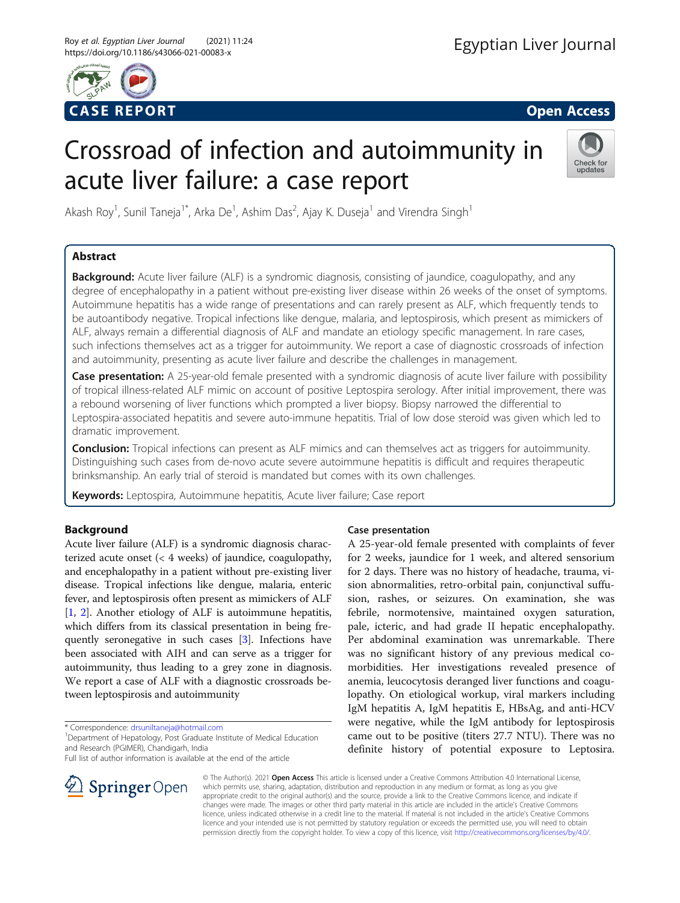CASE REPORT

Open Access

# Crossroad of infection and autoimmunity in acute liver failure: a case report

Akash Roy[1], Sunil Taneja[1*], Arka De[1], Ashim Das[2], Ajay K. Duseja[1] and Virendra Singh[1]

## Abstract

**Background:** Acute liver failure (ALF) is a syndromic diagnosis, consisting of jaundice, coagulopathy, and any degree of encephalopathy in a patient without pre-existing liver disease within 26 weeks of the onset of symptoms. Autoimmune hepatitis has a wide range of presentations and can rarely present as ALF, which frequently tends to be autoantibody negative. Tropical infections like dengue, malaria, and leptospirosis, which present as mimickers of ALF, always remain a differential diagnosis of ALF and mandate an etiology specific management. In rare cases, such infections themselves act as a trigger for autoimmunity. We report a case of diagnostic crossroads of infection and autoimmunity, presenting as acute liver failure and describe the challenges in management.

**Case presentation:** A 25-year-old female presented with a syndromic diagnosis of acute liver failure with possibility of tropical illness-related ALF mimic on account of positive Leptospira serology. After initial improvement, there was a rebound worsening of liver functions which prompted a liver biopsy. Biopsy narrowed the differential to Leptospira-associated hepatitis and severe auto-immune hepatitis. Trial of low dose steroid was given which led to dramatic improvement.

**Conclusion:** Tropical infections can present as ALF mimics and can themselves act as triggers for autoimmunity. Distinguishing such cases from de-novo acute severe autoimmune hepatitis is difficult and requires therapeutic brinksmanship. An early trial of steroid is mandated but comes with its own challenges.

**Keywords:** Leptospira, Autoimmune hepatitis, Acute liver failure; Case report

## Background

Acute liver failure (ALF) is a syndromic diagnosis characterized acute onset (< 4 weeks) of jaundice, coagulopathy, and encephalopathy in a patient without pre-existing liver disease. Tropical infections like dengue, malaria, enteric fever, and leptospirosis often present as mimickers of ALF [1, 2]. Another etiology of ALF is autoimmune hepatitis, which differs from its classical presentation in being frequently seronegative in such cases [3]. Infections have been associated with AIH and can serve as a trigger for autoimmunity, thus leading to a grey zone in diagnosis. We report a case of ALF with a diagnostic crossroads between leptospirosis and autoimmunity

## Case presentation

A 25-year-old female presented with complaints of fever for 2 weeks, jaundice for 1 week, and altered sensorium for 2 days. There was no history of headache, trauma, vision abnormalities, retro-orbital pain, conjunctival suffusion, rashes, or seizures. On examination, she was febrile, normotensive, maintained oxygen saturation, pale, icteric, and had grade II hepatic encephalopathy. Per abdominal examination was unremarkable. There was no significant history of any previous medical comorbidities. Her investigations revealed presence of anemia, leucocytosis deranged liver functions and coagulopathy. On etiological workup, viral markers including IgM hepatitis A, IgM hepatitis E, HBsAg, and anti-HCV were negative, while the IgM antibody for leptospirosis came out to be positive (titers 27.7 NTU). There was no definite history of potential exposure to Leptosira.

\* Correspondence: drsuniltaneja@hotmail.com

[1]Department of Hepatology, Post Graduate Institute of Medical Education and Research (PGIMER), Chandigarh, India

Full list of author information is available at the end of the article

© The Author(s). 2021 **Open Access** This article is licensed under a Creative Commons Attribution 4.0 International License, which permits use, sharing, adaptation, distribution and reproduction in any medium or format, as long as you give appropriate credit to the original author(s) and the source, provide a link to the Creative Commons licence, and indicate if changes were made. The images or other third party material in this article are included in the article's Creative Commons licence, unless indicated otherwise in a credit line to the material. If material is not included in the article's Creative Commons licence and your intended use is not permitted by statutory regulation or exceeds the permitted use, you will need to obtain permission directly from the copyright holder. To view a copy of this licence, visit http://creativecommons.org/licenses/by/4.0/.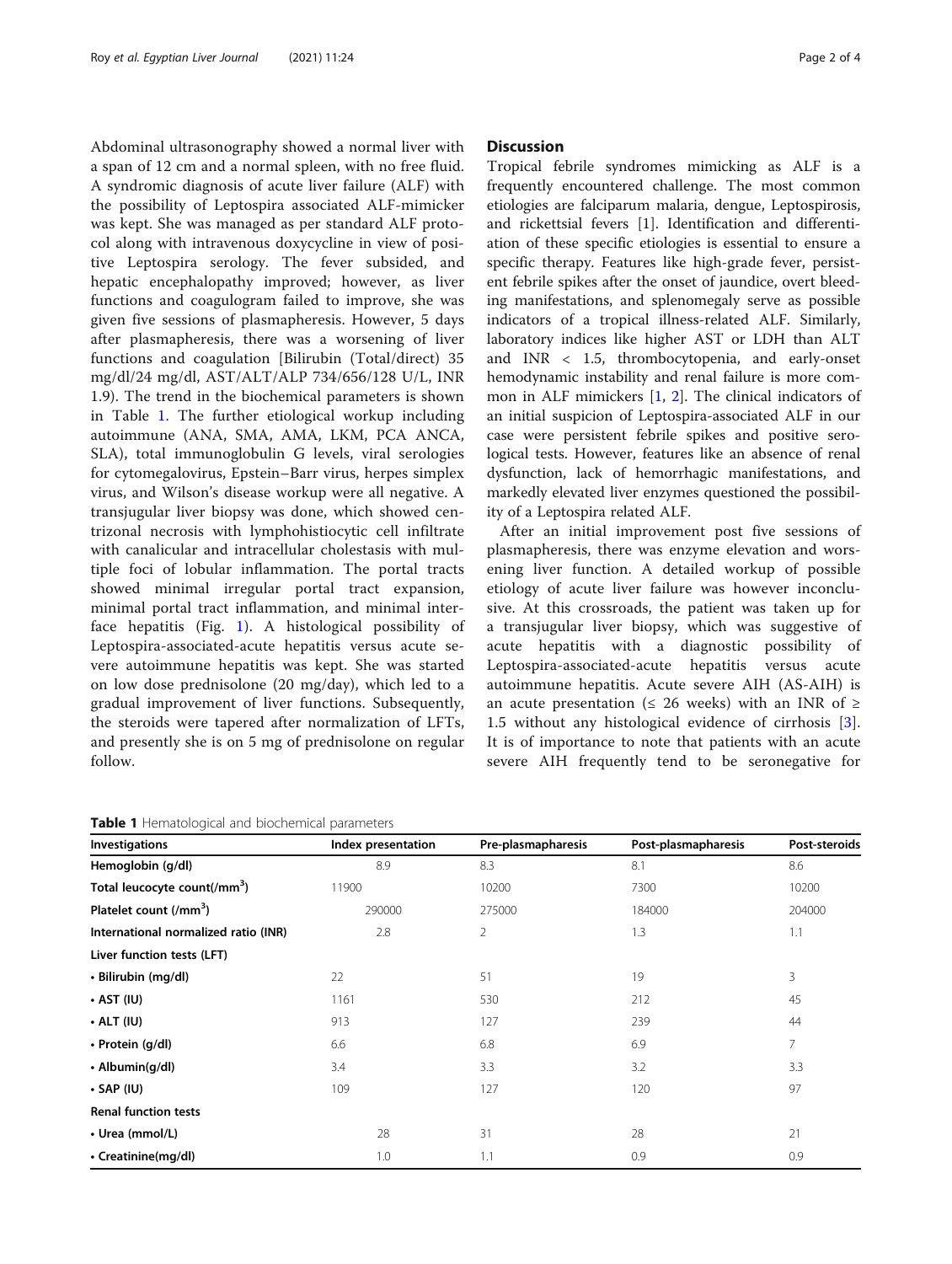Abdominal ultrasonography showed a normal liver with a span of 12 cm and a normal spleen, with no free fluid. A syndromic diagnosis of acute liver failure (ALF) with the possibility of Leptospira associated ALF-mimicker was kept. She was managed as per standard ALF protocol along with intravenous doxycycline in view of positive Leptospira serology. The fever subsided, and hepatic encephalopathy improved; however, as liver functions and coagulogram failed to improve, she was given five sessions of plasmapheresis. However, 5 days after plasmapheresis, there was a worsening of liver functions and coagulation [Bilirubin (Total/direct) 35 mg/dl/24 mg/dl, AST/ALT/ALP 734/656/128 U/L, INR 1.9). The trend in the biochemical parameters is shown in Table 1. The further etiological workup including autoimmune (ANA, SMA, AMA, LKM, PCA ANCA, SLA), total immunoglobulin G levels, viral serologies for cytomegalovirus, Epstein–Barr virus, herpes simplex virus, and Wilson's disease workup were all negative. A transjugular liver biopsy was done, which showed centrizonal necrosis with lymphohistiocytic cell infiltrate with canalicular and intracellular cholestasis with multiple foci of lobular inflammation. The portal tracts showed minimal irregular portal tract expansion, minimal portal tract inflammation, and minimal interface hepatitis (Fig. 1). A histological possibility of Leptospira-associated-acute hepatitis versus acute severe autoimmune hepatitis was kept. She was started on low dose prednisolone (20 mg/day), which led to a gradual improvement of liver functions. Subsequently, the steroids were tapered after normalization of LFTs, and presently she is on 5 mg of prednisolone on regular follow.

## Discussion

Tropical febrile syndromes mimicking as ALF is a frequently encountered challenge. The most common etiologies are falciparum malaria, dengue, Leptospirosis, and rickettsial fevers [1]. Identification and differentiation of these specific etiologies is essential to ensure a specific therapy. Features like high-grade fever, persistent febrile spikes after the onset of jaundice, overt bleeding manifestations, and splenomegaly serve as possible indicators of a tropical illness-related ALF. Similarly, laboratory indices like higher AST or LDH than ALT and INR < 1.5, thrombocytopenia, and early-onset hemodynamic instability and renal failure is more common in ALF mimickers [1, 2]. The clinical indicators of an initial suspicion of Leptospira-associated ALF in our case were persistent febrile spikes and positive serological tests. However, features like an absence of renal dysfunction, lack of hemorrhagic manifestations, and markedly elevated liver enzymes questioned the possibility of a Leptospira related ALF.

After an initial improvement post five sessions of plasmapheresis, there was enzyme elevation and worsening liver function. A detailed workup of possible etiology of acute liver failure was however inconclusive. At this crossroads, the patient was taken up for a transjugular liver biopsy, which was suggestive of acute hepatitis with a diagnostic possibility of Leptospira-associated-acute hepatitis versus acute autoimmune hepatitis. Acute severe AIH (AS-AIH) is an acute presentation (≤ 26 weeks) with an INR of ≥ 1.5 without any histological evidence of cirrhosis [3]. It is of importance to note that patients with an acute severe AIH frequently tend to be seronegative for

**Table 1** Hematological and biochemical parameters

| Investigations | Index presentation | Pre-plasmapharesis | Post-plasmapharesis | Post-steroids |
|---|---|---|---|---|
| **Hemoglobin (g/dl)** | 8.9 | 8.3 | 8.1 | 8.6 |
| **Total leucocyte count(/mm$^3$)** | 11900 | 10200 | 7300 | 10200 |
| **Platelet count (/mm$^3$)** | 290000 | 275000 | 184000 | 204000 |
| **International normalized ratio (INR)** | 2.8 | 2 | 1.3 | 1.1 |
| **Liver function tests (LFT)** | | | | |
| **• Bilirubin (mg/dl)** | 22 | 51 | 19 | 3 |
| **• AST (IU)** | 1161 | 530 | 212 | 45 |
| **• ALT (IU)** | 913 | 127 | 239 | 44 |
| **• Protein (g/dl)** | 6.6 | 6.8 | 6.9 | 7 |
| **• Albumin(g/dl)** | 3.4 | 3.3 | 3.2 | 3.3 |
| **• SAP (IU)** | 109 | 127 | 120 | 97 |
| **Renal function tests** | | | | |
| **• Urea (mmol/L)** | 28 | 31 | 28 | 21 |
| **• Creatinine(mg/dl)** | 1.0 | 1.1 | 0.9 | 0.9 |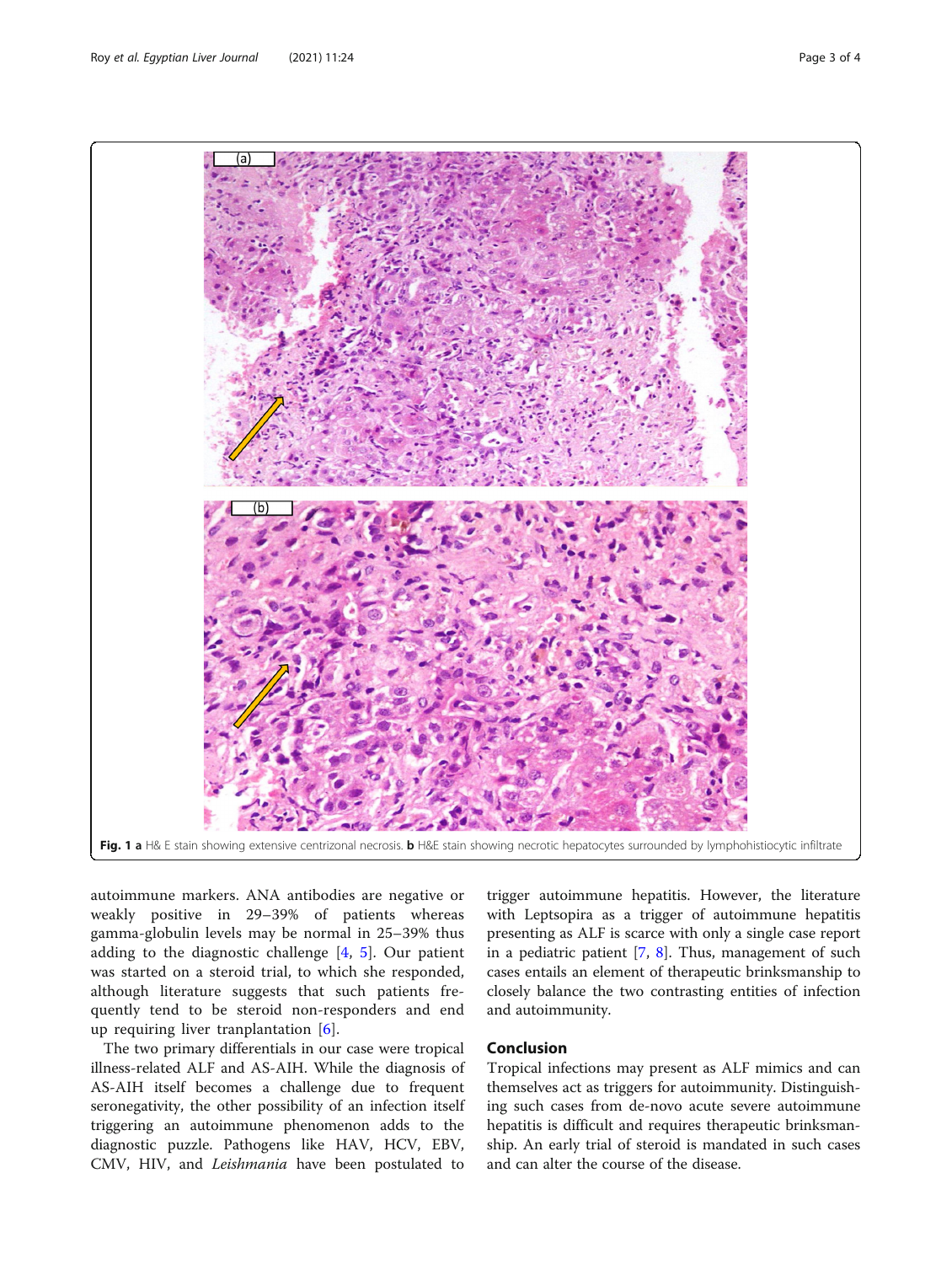Fig. 1 a H& E stain showing extensive centrizonal necrosis. b H&E stain showing necrotic hepatocytes surrounded by lymphohistiocytic infiltrate

autoimmune markers. ANA antibodies are negative or weakly positive in 29–39% of patients whereas gamma-globulin levels may be normal in 25–39% thus adding to the diagnostic challenge [4, 5]. Our patient was started on a steroid trial, to which she responded, although literature suggests that such patients frequently tend to be steroid non-responders and end up requiring liver tranplantation [6].

The two primary differentials in our case were tropical illness-related ALF and AS-AIH. While the diagnosis of AS-AIH itself becomes a challenge due to frequent seronegativity, the other possibility of an infection itself triggering an autoimmune phenomenon adds to the diagnostic puzzle. Pathogens like HAV, HCV, EBV, CMV, HIV, and *Leishmania* have been postulated to trigger autoimmune hepatitis. However, the literature with Leptsopira as a trigger of autoimmune hepatitis presenting as ALF is scarce with only a single case report in a pediatric patient [7, 8]. Thus, management of such cases entails an element of therapeutic brinksmanship to closely balance the two contrasting entities of infection and autoimmunity.

## Conclusion

Tropical infections may present as ALF mimics and can themselves act as triggers for autoimmunity. Distinguishing such cases from de-novo acute severe autoimmune hepatitis is difficult and requires therapeutic brinksmanship. An early trial of steroid is mandated in such cases and can alter the course of the disease.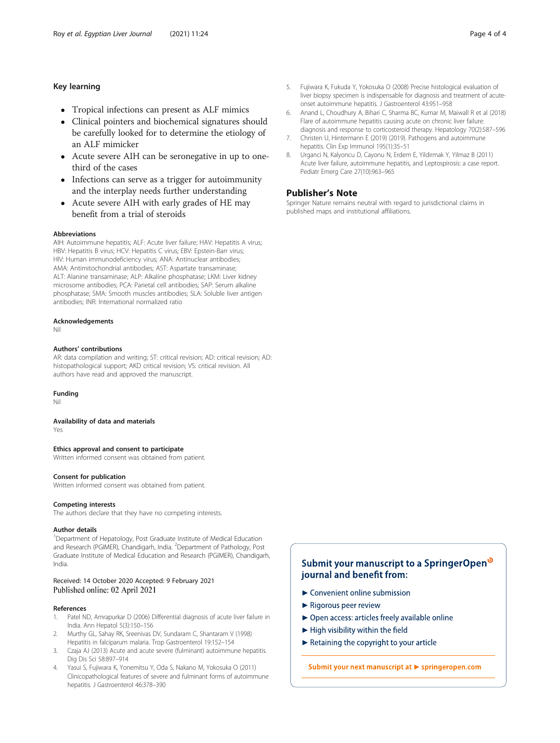## Key learning

- Tropical infections can present as ALF mimics
- Clinical pointers and biochemical signatures should be carefully looked for to determine the etiology of an ALF mimicker
- Acute severe AIH can be seronegative in up to one-third of the cases
- Infections can serve as a trigger for autoimmunity and the interplay needs further understanding
- Acute severe AIH with early grades of HE may benefit from a trial of steroids

#### Abbreviations

AIH: Autoimmune hepatitis; ALF: Acute liver failure; HAV: Hepatitis A virus; HBV: Hepatitis B virus; HCV: Hepatitis C virus; EBV: Epstein-Barr virus; HIV: Human immunodeficiency virus; ANA: Antinuclear antibodies; AMA: Antimitochondrial antibodies; AST: Aspartate transaminase; ALT: Alanine transaminase; ALP: Alkaline phosphatase; LKM: Liver kidney microsome antibodies; PCA: Parietal cell antibodies; SAP: Serum alkaline phosphatase; SMA: Smooth muscles antibodies; SLA: Soluble liver antigen antibodies; INR: International normalized ratio

#### Acknowledgements

Nil

#### Authors' contributions

AR: data compilation and writing; ST: critical revision; AD: critical revision; AD: histopathological support; AKD critical revision; VS: critical revision. All authors have read and approved the manuscript.

#### Funding

Nil

#### Availability of data and materials

Yes

#### Ethics approval and consent to participate

Written informed consent was obtained from patient.

#### Consent for publication

Written informed consent was obtained from patient.

#### Competing interests

The authors declare that they have no competing interests.

#### Author details

[1]Department of Hepatology, Post Graduate Institute of Medical Education and Research (PGIMER), Chandigarh, India. [2]Department of Pathology, Post Graduate Institute of Medical Education and Research (PGIMER), Chandigarh, India.

Received: 14 October 2020 Accepted: 9 February 2021
Published online: 02 April 2021

#### References

1. Patel ND, Amrapurkar D (2006) Differential diagnosis of acute liver failure in India. Ann Hepatol 5(3):150–156
2. Murthy GL, Sahay RK, Sreenivas DV, Sundaram C, Shantaram V (1998) Hepatitis in falciparum malaria. Trop Gastroenterol 19:152–154
3. Czaja AJ (2013) Acute and acute severe (fulminant) autoimmune hepatitis. Dig Dis Sci 58:897–914
4. Yasui S, Fujiwara K, Yonemitsu Y, Oda S, Nakano M, Yokosuka O (2011) Clinicopathological features of severe and fulminant forms of autoimmune hepatitis. J Gastroenterol 46:378–390
5. Fujiwara K, Fukuda Y, Yokosuka O (2008) Precise histological evaluation of liver biopsy specimen is indispensable for diagnosis and treatment of acute-onset autoimmune hepatitis. J Gastroenterol 43:951–958
6. Anand L, Choudhury A, Bihari C, Sharma BC, Kumar M, Maiwall R et al (2018) Flare of autoimmune hepatitis causing acute on chronic liver failure: diagnosis and response to corticosteroid therapy. Hepatology 70(2):587–596
7. Christen U, Hintermann E (2019) (2019). Pathogens and autoimmune hepatitis. Clin Exp Immunol 195(1):35–51
8. Urganci N, Kalyoncu D, Cayonu N, Erdem E, Yildirmak Y, Yilmaz B (2011) Acute liver failure, autoimmune hepatitis, and Leptospirosis: a case report. Pediatr Emerg Care 27(10):963–965

## Publisher's Note

Springer Nature remains neutral with regard to jurisdictional claims in published maps and institutional affiliations.

**Submit your manuscript to a SpringerOpen journal and benefit from:**

- ► Convenient online submission
- ► Rigorous peer review
- ► Open access: articles freely available online
- ► High visibility within the field
- ► Retaining the copyright to your article

Submit your next manuscript at ► springeropen.com